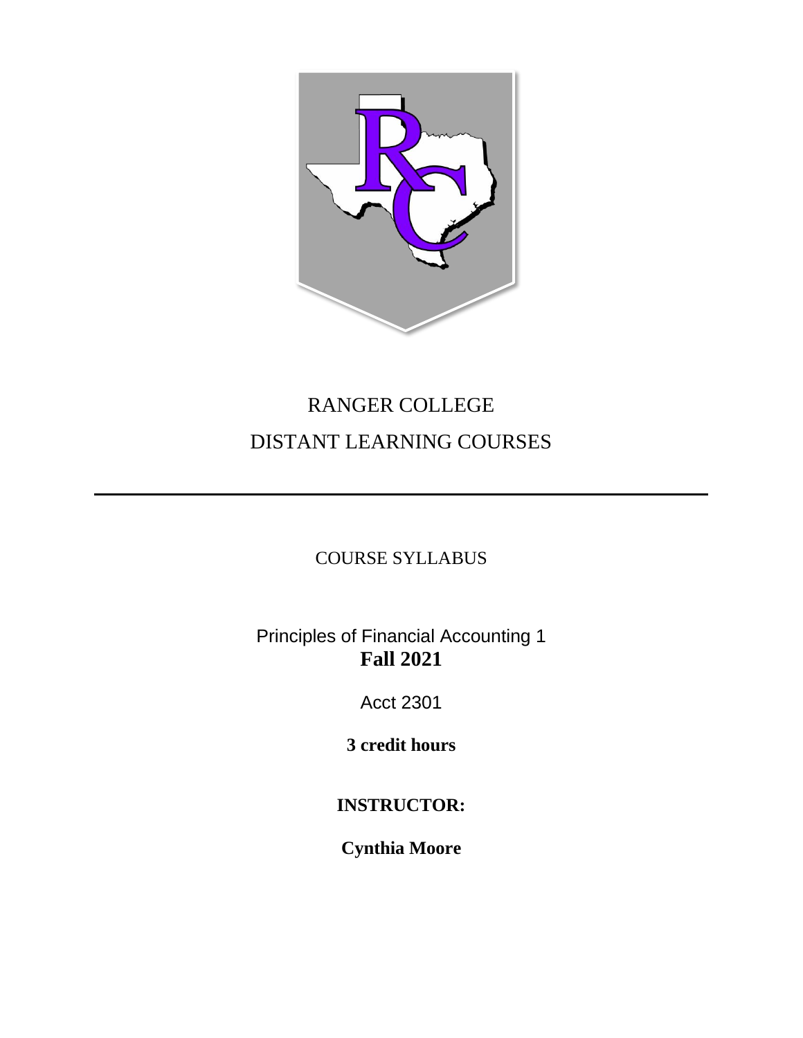# RANGER COLLEGE

# DISTANT LEARNING COURSES

---

COURSE SYLLABUS

Principles of Financial Accounting 1
**Fall 2021**

Acct 2301

**3 credit hours**

**INSTRUCTOR:**

**Cynthia Moore**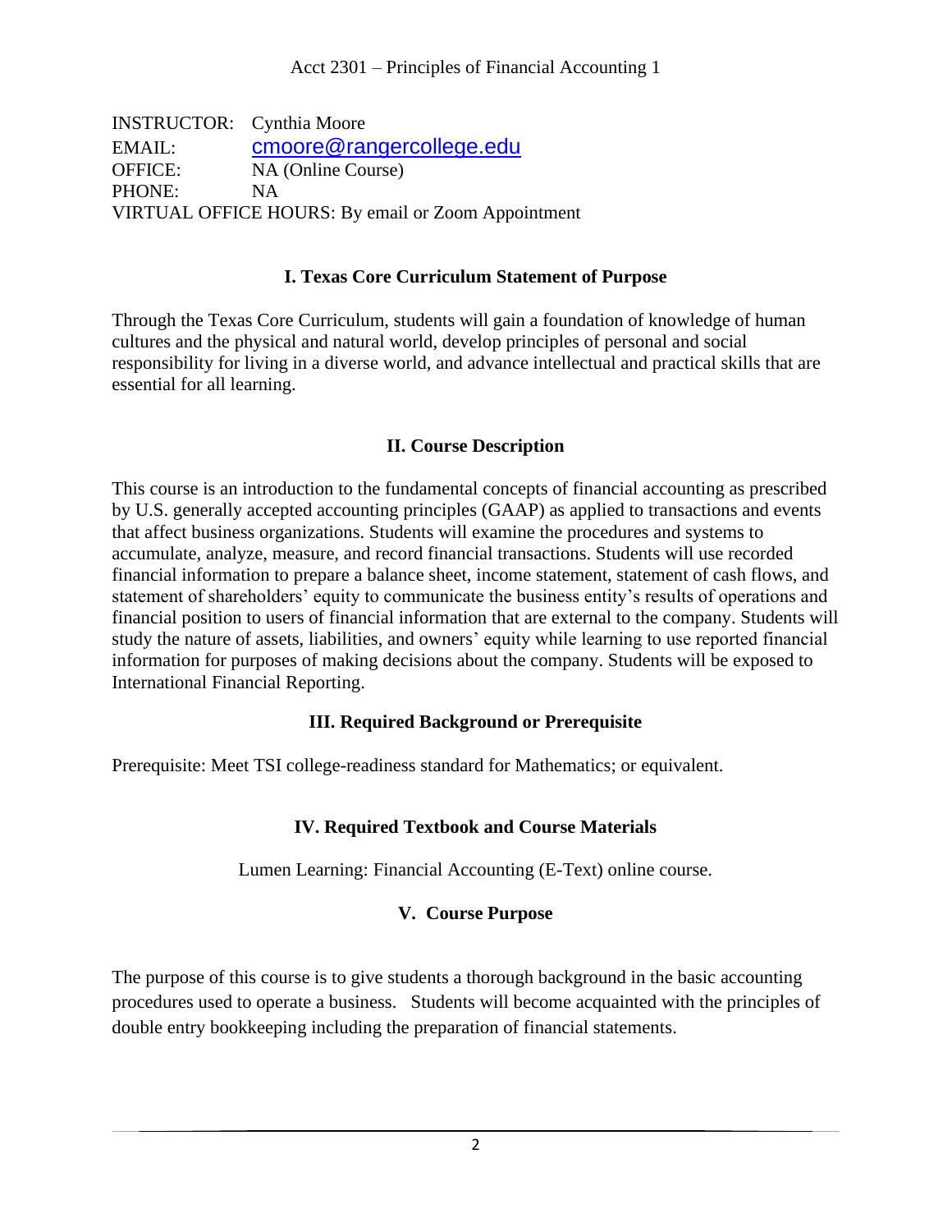Acct 2301 – Principles of Financial Accounting 1

INSTRUCTOR: Cynthia Moore
EMAIL: cmoore@rangercollege.edu
OFFICE: NA (Online Course)
PHONE: NA
VIRTUAL OFFICE HOURS: By email or Zoom Appointment

## I. Texas Core Curriculum Statement of Purpose

Through the Texas Core Curriculum, students will gain a foundation of knowledge of human cultures and the physical and natural world, develop principles of personal and social responsibility for living in a diverse world, and advance intellectual and practical skills that are essential for all learning.

## II. Course Description

This course is an introduction to the fundamental concepts of financial accounting as prescribed by U.S. generally accepted accounting principles (GAAP) as applied to transactions and events that affect business organizations. Students will examine the procedures and systems to accumulate, analyze, measure, and record financial transactions. Students will use recorded financial information to prepare a balance sheet, income statement, statement of cash flows, and statement of shareholders' equity to communicate the business entity's results of operations and financial position to users of financial information that are external to the company. Students will study the nature of assets, liabilities, and owners' equity while learning to use reported financial information for purposes of making decisions about the company. Students will be exposed to International Financial Reporting.

## III. Required Background or Prerequisite

Prerequisite: Meet TSI college-readiness standard for Mathematics; or equivalent.

## IV. Required Textbook and Course Materials

Lumen Learning: Financial Accounting (E-Text) online course.

## V. Course Purpose

The purpose of this course is to give students a thorough background in the basic accounting procedures used to operate a business. Students will become acquainted with the principles of double entry bookkeeping including the preparation of financial statements.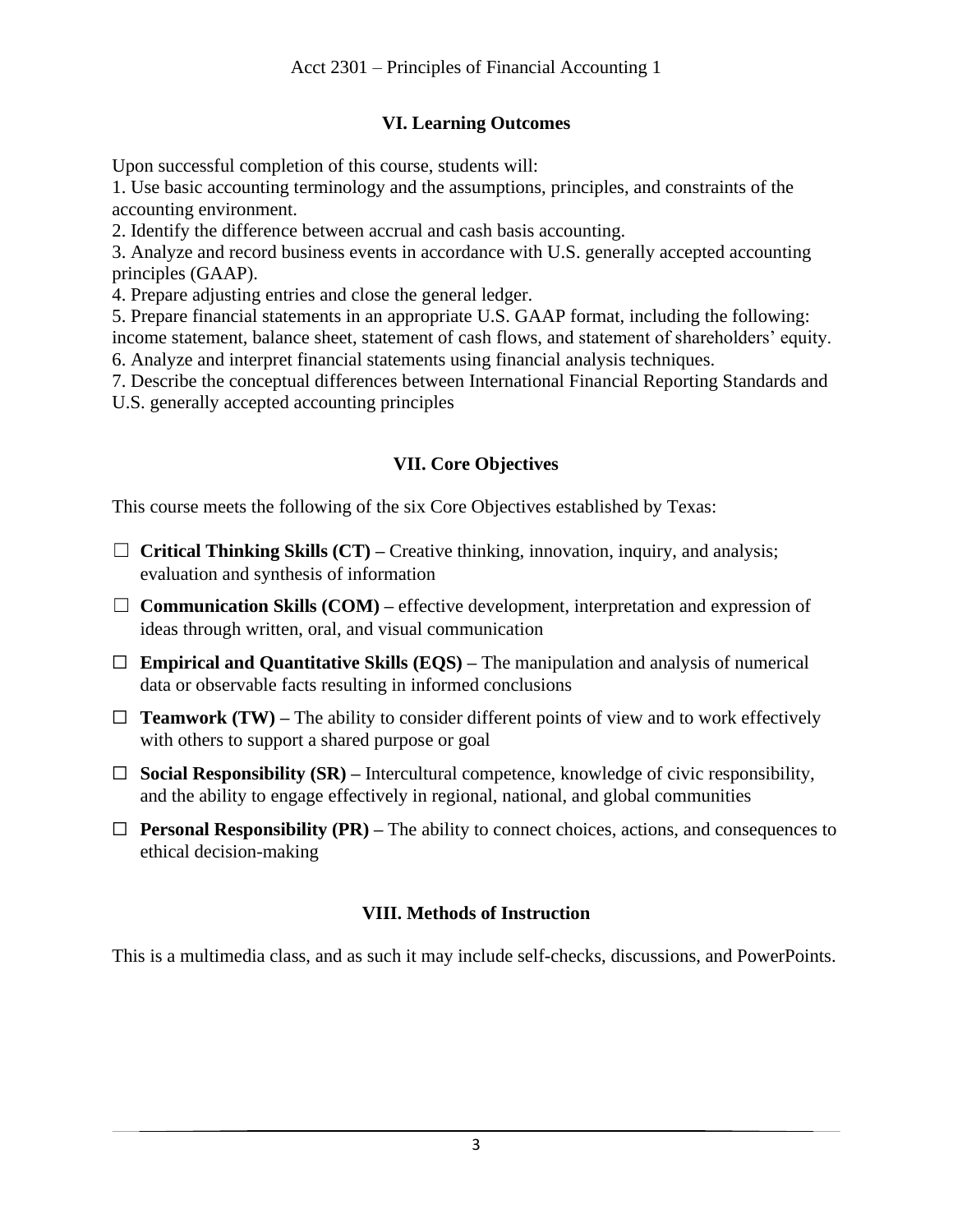## VI. Learning Outcomes

Upon successful completion of this course, students will:

1. Use basic accounting terminology and the assumptions, principles, and constraints of the accounting environment.
2. Identify the difference between accrual and cash basis accounting.
3. Analyze and record business events in accordance with U.S. generally accepted accounting principles (GAAP).
4. Prepare adjusting entries and close the general ledger.
5. Prepare financial statements in an appropriate U.S. GAAP format, including the following: income statement, balance sheet, statement of cash flows, and statement of shareholders' equity.
6. Analyze and interpret financial statements using financial analysis techniques.
7. Describe the conceptual differences between International Financial Reporting Standards and U.S. generally accepted accounting principles

## VII. Core Objectives

This course meets the following of the six Core Objectives established by Texas:

- ☐ **Critical Thinking Skills (CT) –** Creative thinking, innovation, inquiry, and analysis; evaluation and synthesis of information
- ☐ **Communication Skills (COM) –** effective development, interpretation and expression of ideas through written, oral, and visual communication
- ☐ **Empirical and Quantitative Skills (EQS) –** The manipulation and analysis of numerical data or observable facts resulting in informed conclusions
- ☐ **Teamwork (TW) –** The ability to consider different points of view and to work effectively with others to support a shared purpose or goal
- ☐ **Social Responsibility (SR) –** Intercultural competence, knowledge of civic responsibility, and the ability to engage effectively in regional, national, and global communities
- ☐ **Personal Responsibility (PR) –** The ability to connect choices, actions, and consequences to ethical decision-making

## VIII. Methods of Instruction

This is a multimedia class, and as such it may include self-checks, discussions, and PowerPoints.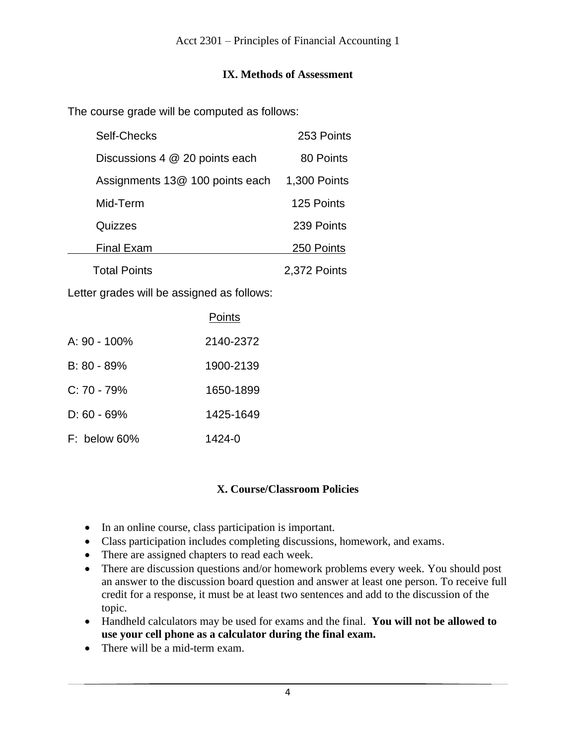## IX. Methods of Assessment

The course grade will be computed as follows:

| Component | Points |
|---|---|
| Self-Checks | 253 Points |
| Discussions 4 @ 20 points each | 80 Points |
| Assignments 13@ 100 points each | 1,300 Points |
| Mid-Term | 125 Points |
| Quizzes | 239 Points |
| Final Exam | 250 Points |
| Total Points | 2,372 Points |

Letter grades will be assigned as follows:

| Grade | Points |
|---|---|
| A: 90 - 100% | 2140-2372 |
| B: 80 - 89% | 1900-2139 |
| C: 70 - 79% | 1650-1899 |
| D: 60 - 69% | 1425-1649 |
| F: below 60% | 1424-0 |

## X. Course/Classroom Policies

- In an online course, class participation is important.
- Class participation includes completing discussions, homework, and exams.
- There are assigned chapters to read each week.
- There are discussion questions and/or homework problems every week. You should post an answer to the discussion board question and answer at least one person. To receive full credit for a response, it must be at least two sentences and add to the discussion of the topic.
- Handheld calculators may be used for exams and the final. **You will not be allowed to use your cell phone as a calculator during the final exam.**
- There will be a mid-term exam.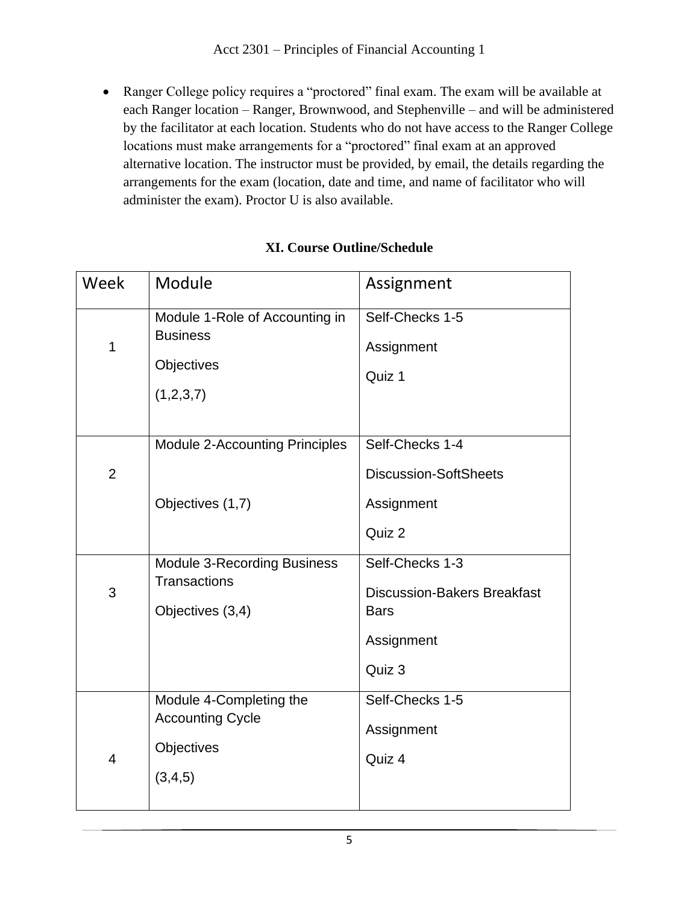- Ranger College policy requires a "proctored" final exam. The exam will be available at each Ranger location – Ranger, Brownwood, and Stephenville – and will be administered by the facilitator at each location. Students who do not have access to the Ranger College locations must make arrangements for a "proctored" final exam at an approved alternative location. The instructor must be provided, by email, the details regarding the arrangements for the exam (location, date and time, and name of facilitator who will administer the exam). Proctor U is also available.

## XI. Course Outline/Schedule

| Week | Module | Assignment |
|---|---|---|
| 1 | Module 1-Role of Accounting in Business<br><br>Objectives<br><br>(1,2,3,7) | Self-Checks 1-5<br><br>Assignment<br><br>Quiz 1 |
| 2 | Module 2-Accounting Principles<br><br>Objectives (1,7) | Self-Checks 1-4<br><br>Discussion-SoftSheets<br><br>Assignment<br><br>Quiz 2 |
| 3 | Module 3-Recording Business Transactions<br><br>Objectives (3,4) | Self-Checks 1-3<br><br>Discussion-Bakers Breakfast Bars<br><br>Assignment<br><br>Quiz 3 |
| 4 | Module 4-Completing the Accounting Cycle<br><br>Objectives<br><br>(3,4,5) | Self-Checks 1-5<br><br>Assignment<br><br>Quiz 4 |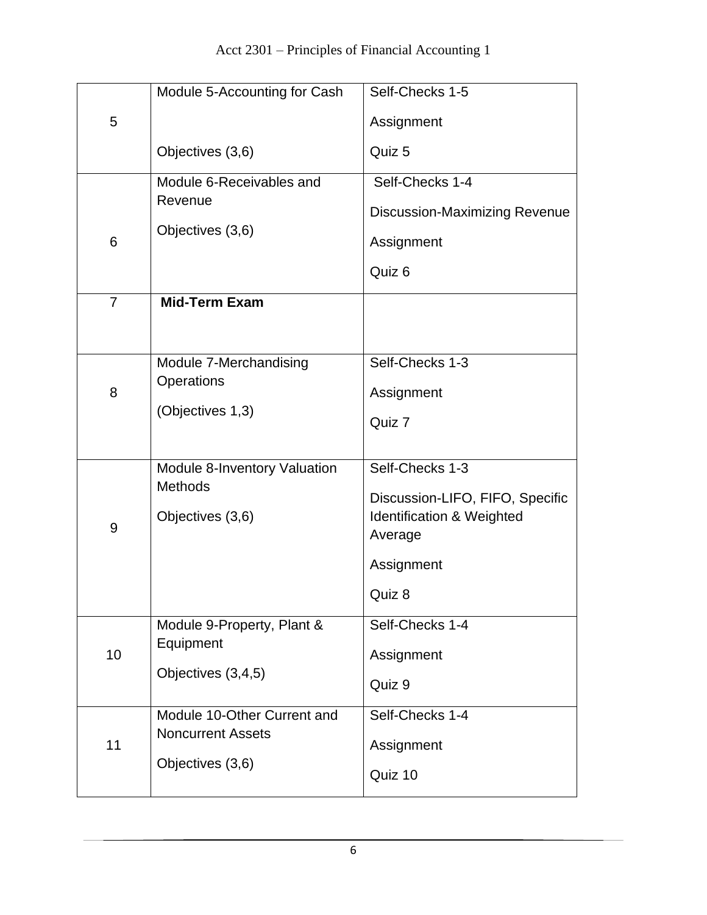| | | |
|---|---|---|
| 5 | Module 5-Accounting for Cash<br><br>Objectives (3,6) | Self-Checks 1-5<br>Assignment<br>Quiz 5 |
| 6 | Module 6-Receivables and Revenue<br>Objectives (3,6) | Self-Checks 1-4<br>Discussion-Maximizing Revenue<br>Assignment<br>Quiz 6 |
| 7 | **Mid-Term Exam** | |
| 8 | Module 7-Merchandising Operations<br>(Objectives 1,3) | Self-Checks 1-3<br>Assignment<br>Quiz 7 |
| 9 | Module 8-Inventory Valuation Methods<br>Objectives (3,6) | Self-Checks 1-3<br>Discussion-LIFO, FIFO, Specific Identification & Weighted Average<br>Assignment<br>Quiz 8 |
| 10 | Module 9-Property, Plant & Equipment<br>Objectives (3,4,5) | Self-Checks 1-4<br>Assignment<br>Quiz 9 |
| 11 | Module 10-Other Current and Noncurrent Assets<br>Objectives (3,6) | Self-Checks 1-4<br>Assignment<br>Quiz 10 |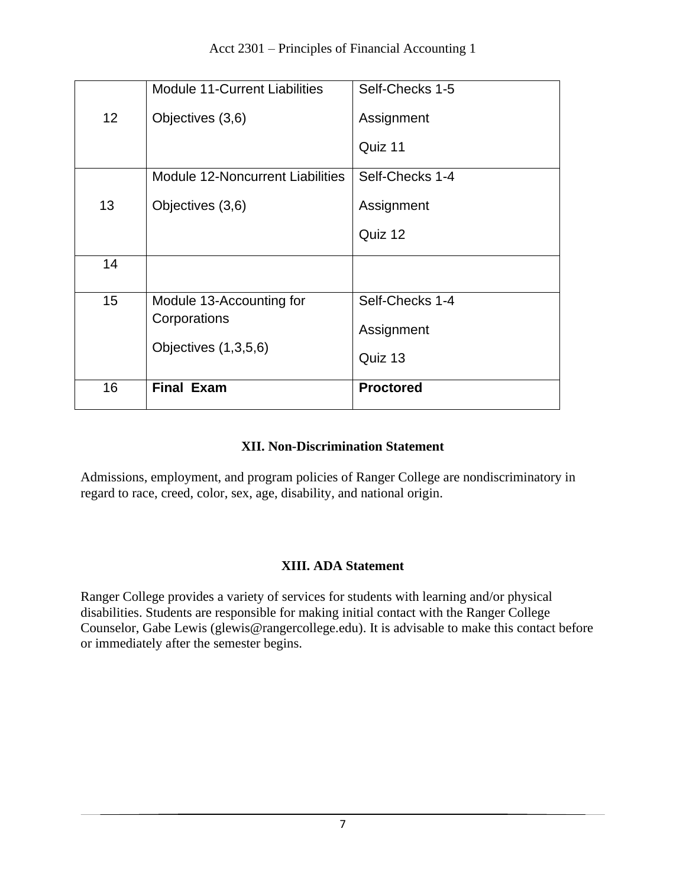| | | |
|---|---|---|
| 12 | Module 11-Current Liabilities<br>Objectives (3,6) | Self-Checks 1-5<br>Assignment<br>Quiz 11 |
| 13 | Module 12-Noncurrent Liabilities<br>Objectives (3,6) | Self-Checks 1-4<br>Assignment<br>Quiz 12 |
| 14 | | |
| 15 | Module 13-Accounting for Corporations<br>Objectives (1,3,5,6) | Self-Checks 1-4<br>Assignment<br>Quiz 13 |
| 16 | **Final Exam** | **Proctored** |

## XII. Non-Discrimination Statement

Admissions, employment, and program policies of Ranger College are nondiscriminatory in regard to race, creed, color, sex, age, disability, and national origin.

## XIII. ADA Statement

Ranger College provides a variety of services for students with learning and/or physical disabilities. Students are responsible for making initial contact with the Ranger College Counselor, Gabe Lewis (glewis@rangercollege.edu). It is advisable to make this contact before or immediately after the semester begins.